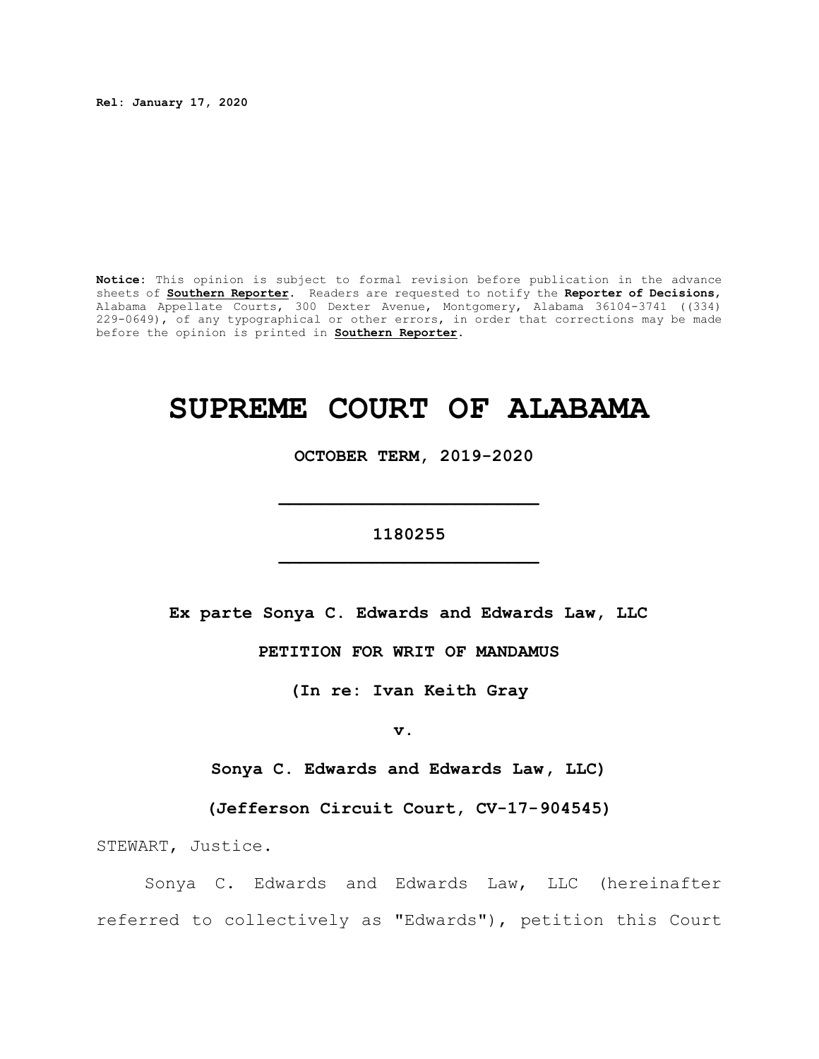**Rel: January 17, 2020**

**Notice:** This opinion is subject to formal revision before publication in the advance sheets of **Southern Reporter**. Readers are requested to notify the **Reporter of Decisions**, Alabama Appellate Courts, 300 Dexter Avenue, Montgomery, Alabama 36104-3741 ((334) 229-0649), of any typographical or other errors, in order that corrections may be made before the opinion is printed in **Southern Reporter**.

# SUPREME COURT OF ALABAMA

**OCTOBER TERM, 2019-2020**

---

**1180255**

---

**Ex parte Sonya C. Edwards and Edwards Law, LLC**

**PETITION FOR WRIT OF MANDAMUS**

**(In re: Ivan Keith Gray**

**v.**

**Sonya C. Edwards and Edwards Law, LLC)**

**(Jefferson Circuit Court, CV-17-904545)**

STEWART, Justice.

Sonya C. Edwards and Edwards Law, LLC (hereinafter referred to collectively as "Edwards"), petition this Court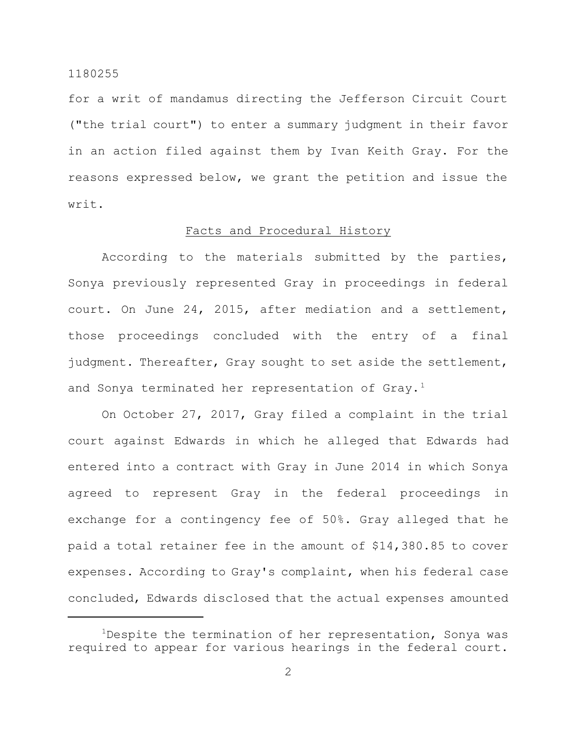for a writ of mandamus directing the Jefferson Circuit Court ("the trial court") to enter a summary judgment in their favor in an action filed against them by Ivan Keith Gray. For the reasons expressed below, we grant the petition and issue the writ.

## Facts and Procedural History

According to the materials submitted by the parties, Sonya previously represented Gray in proceedings in federal court. On June 24, 2015, after mediation and a settlement, those proceedings concluded with the entry of a final judgment. Thereafter, Gray sought to set aside the settlement, and Sonya terminated her representation of Gray.[1]

On October 27, 2017, Gray filed a complaint in the trial court against Edwards in which he alleged that Edwards had entered into a contract with Gray in June 2014 in which Sonya agreed to represent Gray in the federal proceedings in exchange for a contingency fee of 50%. Gray alleged that he paid a total retainer fee in the amount of $14,380.85 to cover expenses. According to Gray's complaint, when his federal case concluded, Edwards disclosed that the actual expenses amounted

[1] Despite the termination of her representation, Sonya was required to appear for various hearings in the federal court.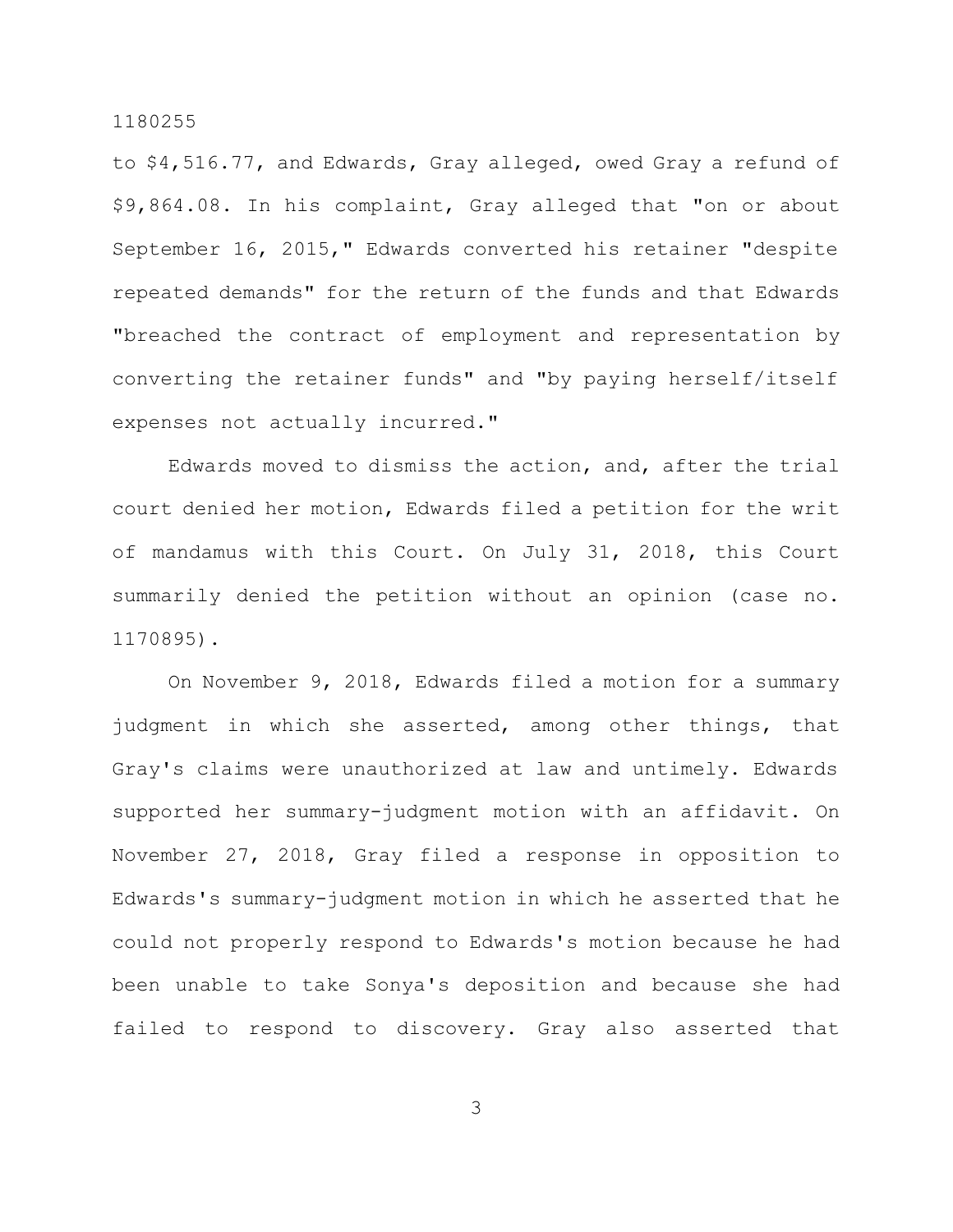to $4,516.77, and Edwards, Gray alleged, owed Gray a refund of $9,864.08. In his complaint, Gray alleged that "on or about September 16, 2015," Edwards converted his retainer "despite repeated demands" for the return of the funds and that Edwards "breached the contract of employment and representation by converting the retainer funds" and "by paying herself/itself expenses not actually incurred."

Edwards moved to dismiss the action, and, after the trial court denied her motion, Edwards filed a petition for the writ of mandamus with this Court. On July 31, 2018, this Court summarily denied the petition without an opinion (case no. 1170895).

On November 9, 2018, Edwards filed a motion for a summary judgment in which she asserted, among other things, that Gray's claims were unauthorized at law and untimely. Edwards supported her summary-judgment motion with an affidavit. On November 27, 2018, Gray filed a response in opposition to Edwards's summary-judgment motion in which he asserted that he could not properly respond to Edwards's motion because he had been unable to take Sonya's deposition and because she had failed to respond to discovery. Gray also asserted that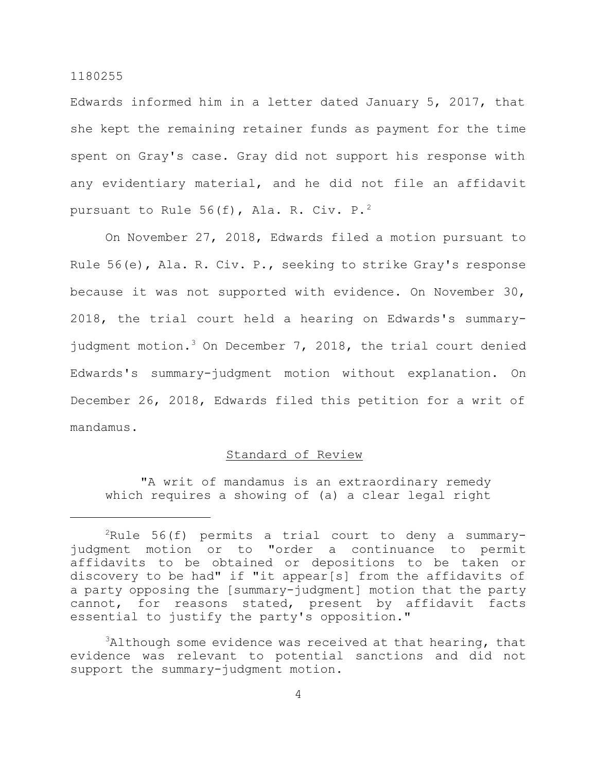Edwards informed him in a letter dated January 5, 2017, that she kept the remaining retainer funds as payment for the time spent on Gray's case. Gray did not support his response with any evidentiary material, and he did not file an affidavit pursuant to Rule 56(f), Ala. R. Civ. P.[2]

On November 27, 2018, Edwards filed a motion pursuant to Rule 56(e), Ala. R. Civ. P., seeking to strike Gray's response because it was not supported with evidence. On November 30, 2018, the trial court held a hearing on Edwards's summary-judgment motion.[3] On December 7, 2018, the trial court denied Edwards's summary-judgment motion without explanation. On December 26, 2018, Edwards filed this petition for a writ of mandamus.

## Standard of Review

"A writ of mandamus is an extraordinary remedy which requires a showing of (a) a clear legal right

---

[2]Rule 56(f) permits a trial court to deny a summary-judgment motion or to "order a continuance to permit affidavits to be obtained or depositions to be taken or discovery to be had" if "it appear[s] from the affidavits of a party opposing the [summary-judgment] motion that the party cannot, for reasons stated, present by affidavit facts essential to justify the party's opposition."

[3]Although some evidence was received at that hearing, that evidence was relevant to potential sanctions and did not support the summary-judgment motion.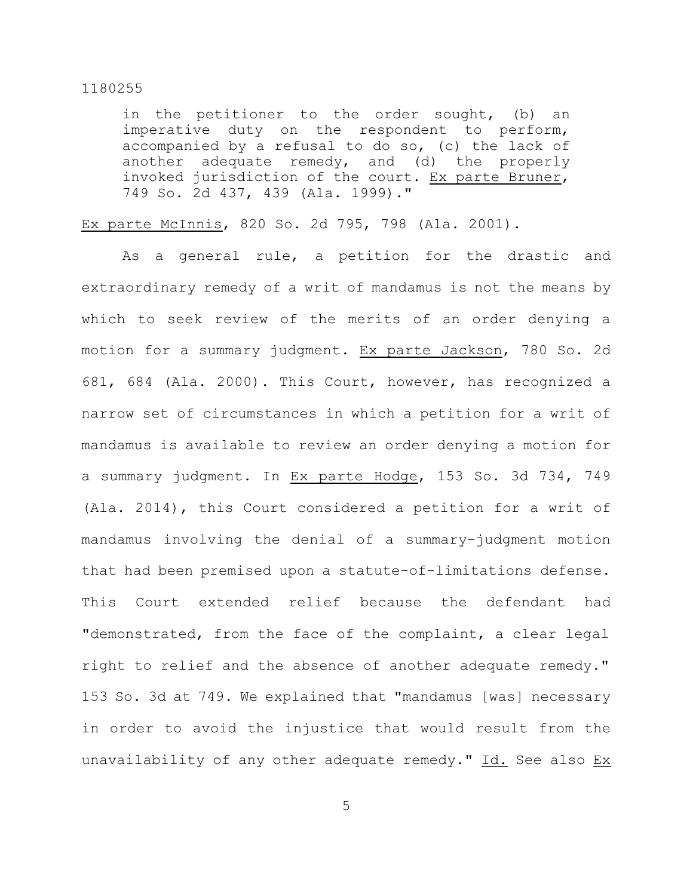> in the petitioner to the order sought, (b) an imperative duty on the respondent to perform, accompanied by a refusal to do so, (c) the lack of another adequate remedy, and (d) the properly invoked jurisdiction of the court. Ex parte Bruner, 749 So. 2d 437, 439 (Ala. 1999)."

Ex parte McInnis, 820 So. 2d 795, 798 (Ala. 2001).

As a general rule, a petition for the drastic and extraordinary remedy of a writ of mandamus is not the means by which to seek review of the merits of an order denying a motion for a summary judgment. Ex parte Jackson, 780 So. 2d 681, 684 (Ala. 2000). This Court, however, has recognized a narrow set of circumstances in which a petition for a writ of mandamus is available to review an order denying a motion for a summary judgment. In Ex parte Hodge, 153 So. 3d 734, 749 (Ala. 2014), this Court considered a petition for a writ of mandamus involving the denial of a summary-judgment motion that had been premised upon a statute-of-limitations defense. This Court extended relief because the defendant had "demonstrated, from the face of the complaint, a clear legal right to relief and the absence of another adequate remedy." 153 So. 3d at 749. We explained that "mandamus [was] necessary in order to avoid the injustice that would result from the unavailability of any other adequate remedy." Id. See also Ex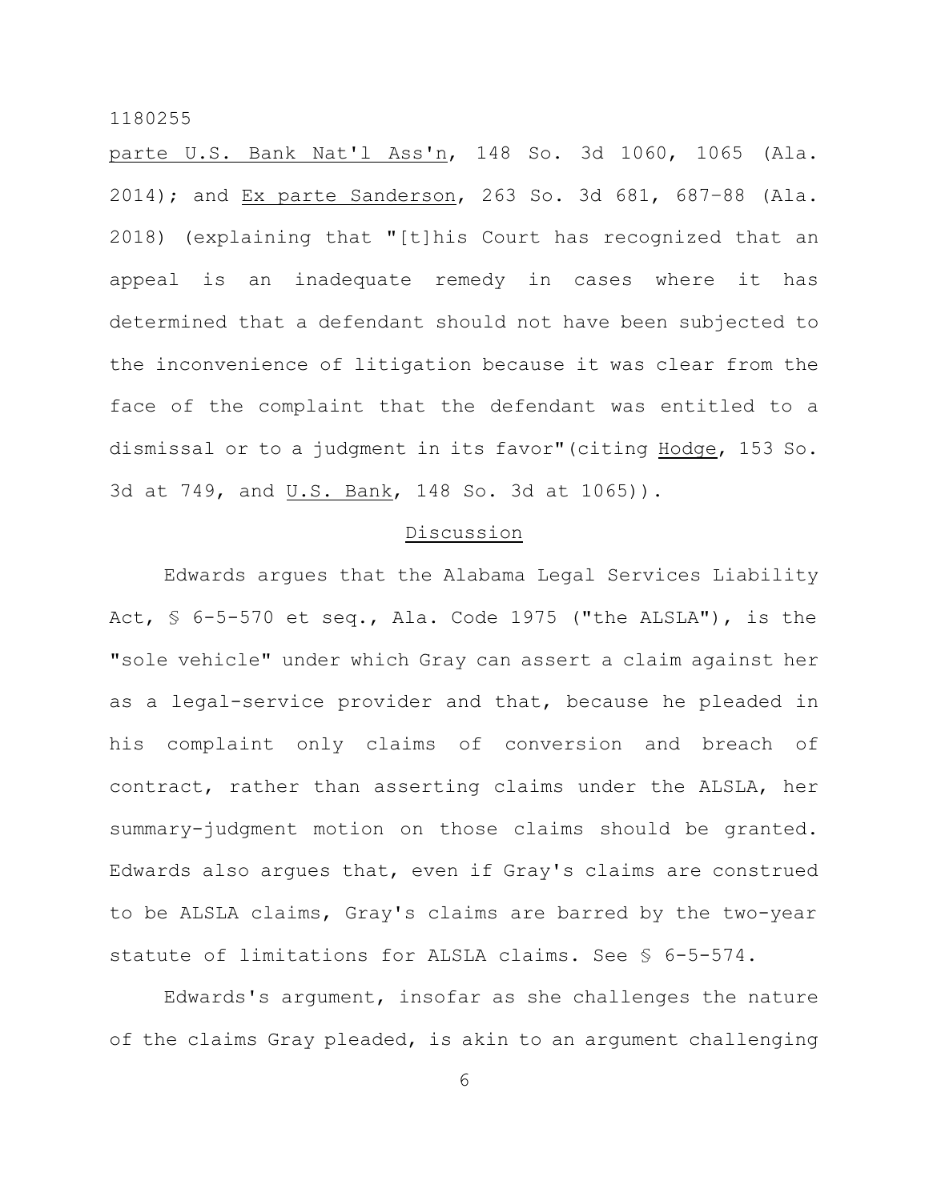parte U.S. Bank Nat'l Ass'n, 148 So. 3d 1060, 1065 (Ala. 2014); and Ex parte Sanderson, 263 So. 3d 681, 687–88 (Ala. 2018) (explaining that "[t]his Court has recognized that an appeal is an inadequate remedy in cases where it has determined that a defendant should not have been subjected to the inconvenience of litigation because it was clear from the face of the complaint that the defendant was entitled to a dismissal or to a judgment in its favor"(citing Hodge, 153 So. 3d at 749, and U.S. Bank, 148 So. 3d at 1065)).

## Discussion

Edwards argues that the Alabama Legal Services Liability Act, § 6-5-570 et seq., Ala. Code 1975 ("the ALSLA"), is the "sole vehicle" under which Gray can assert a claim against her as a legal-service provider and that, because he pleaded in his complaint only claims of conversion and breach of contract, rather than asserting claims under the ALSLA, her summary-judgment motion on those claims should be granted. Edwards also argues that, even if Gray's claims are construed to be ALSLA claims, Gray's claims are barred by the two-year statute of limitations for ALSLA claims. See § 6-5-574.

Edwards's argument, insofar as she challenges the nature of the claims Gray pleaded, is akin to an argument challenging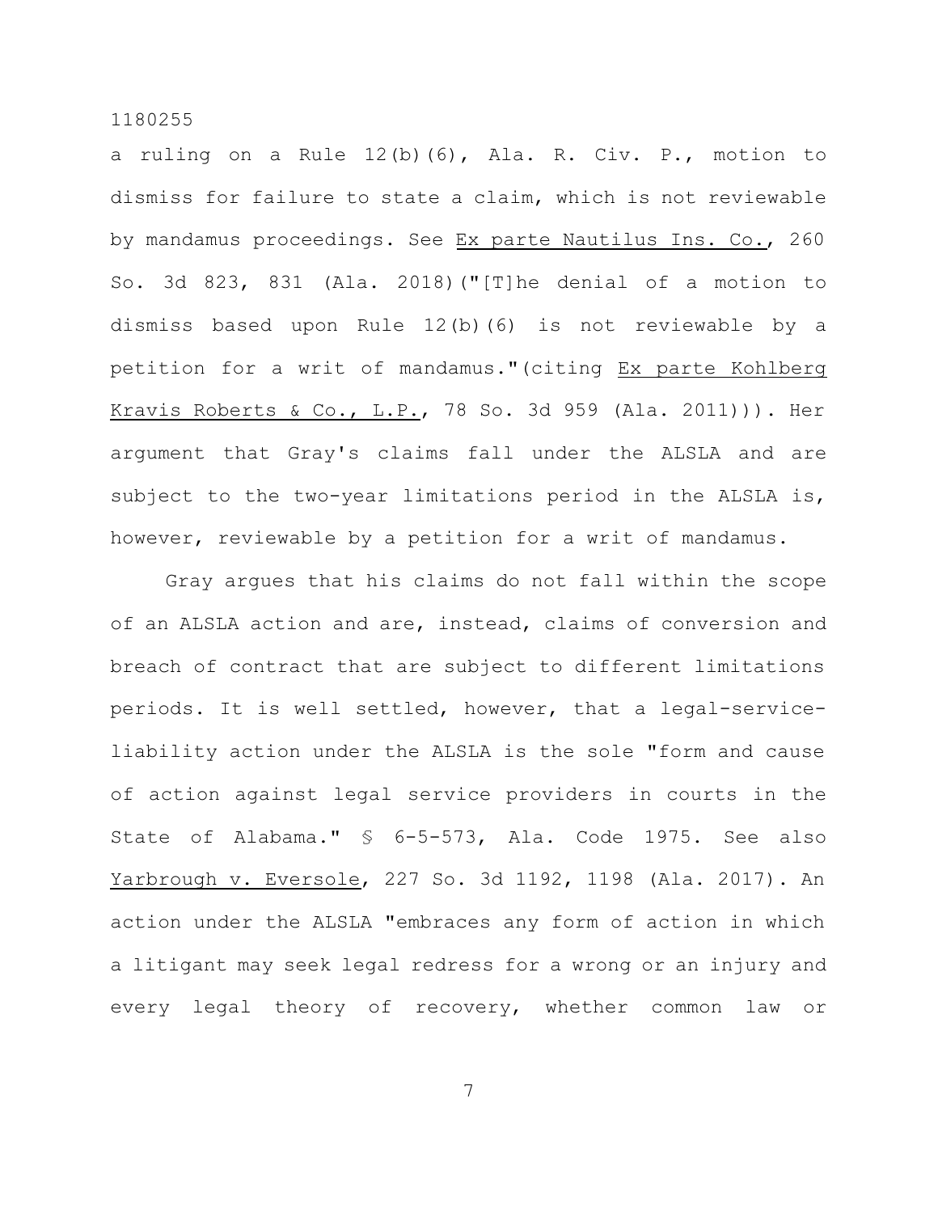a ruling on a Rule 12(b)(6), Ala. R. Civ. P., motion to dismiss for failure to state a claim, which is not reviewable by mandamus proceedings. See Ex parte Nautilus Ins. Co., 260 So. 3d 823, 831 (Ala. 2018)("[T]he denial of a motion to dismiss based upon Rule 12(b)(6) is not reviewable by a petition for a writ of mandamus."(citing Ex parte Kohlberg Kravis Roberts & Co., L.P., 78 So. 3d 959 (Ala. 2011))). Her argument that Gray's claims fall under the ALSLA and are subject to the two-year limitations period in the ALSLA is, however, reviewable by a petition for a writ of mandamus.

Gray argues that his claims do not fall within the scope of an ALSLA action and are, instead, claims of conversion and breach of contract that are subject to different limitations periods. It is well settled, however, that a legal-service-liability action under the ALSLA is the sole "form and cause of action against legal service providers in courts in the State of Alabama." § 6-5-573, Ala. Code 1975. See also Yarbrough v. Eversole, 227 So. 3d 1192, 1198 (Ala. 2017). An action under the ALSLA "embraces any form of action in which a litigant may seek legal redress for a wrong or an injury and every legal theory of recovery, whether common law or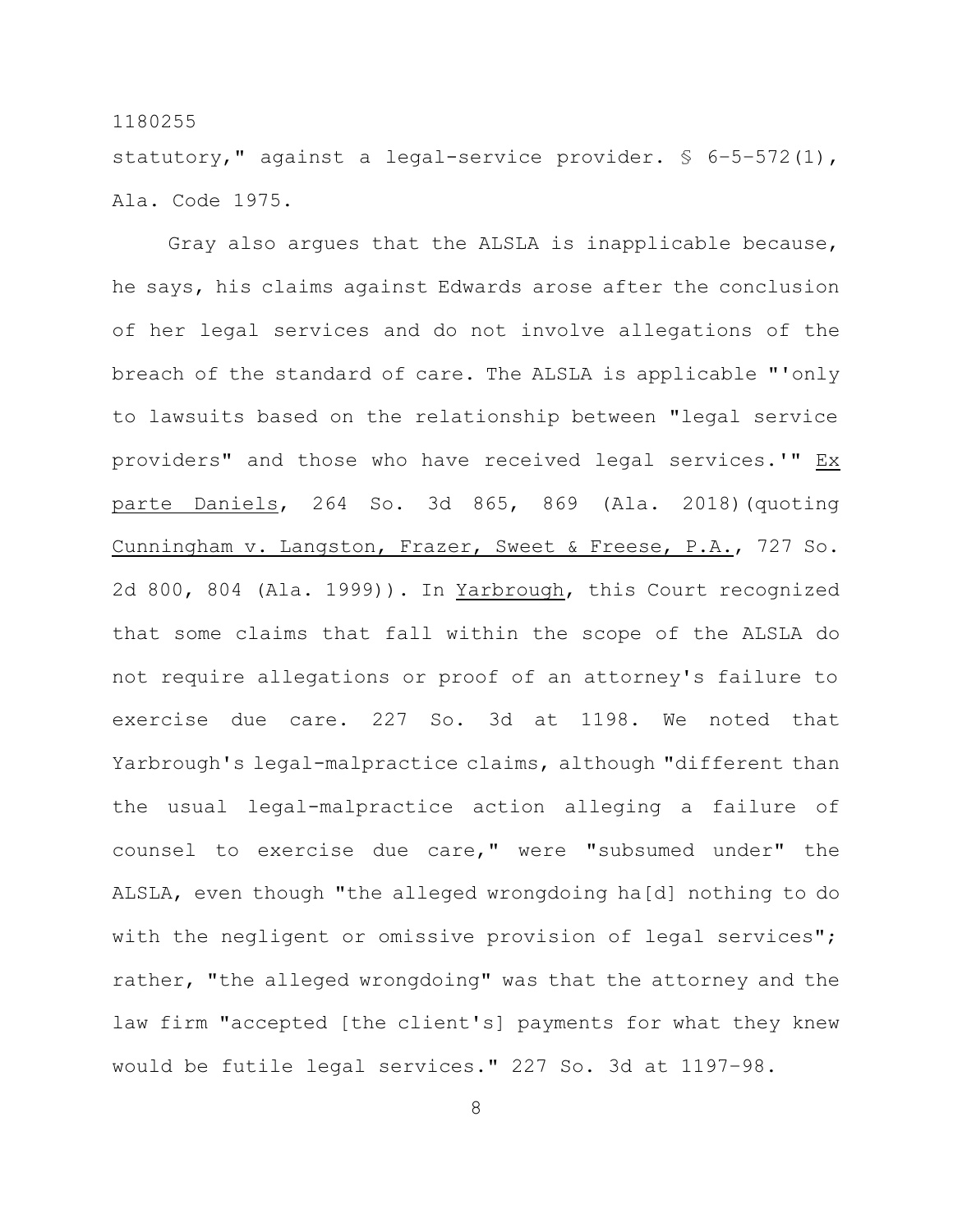statutory," against a legal-service provider. § 6-5-572(1), Ala. Code 1975.

Gray also argues that the ALSLA is inapplicable because, he says, his claims against Edwards arose after the conclusion of her legal services and do not involve allegations of the breach of the standard of care. The ALSLA is applicable "'only to lawsuits based on the relationship between "legal service providers" and those who have received legal services.'" Ex parte Daniels, 264 So. 3d 865, 869 (Ala. 2018)(quoting Cunningham v. Langston, Frazer, Sweet & Freese, P.A., 727 So. 2d 800, 804 (Ala. 1999)). In Yarbrough, this Court recognized that some claims that fall within the scope of the ALSLA do not require allegations or proof of an attorney's failure to exercise due care. 227 So. 3d at 1198. We noted that Yarbrough's legal-malpractice claims, although "different than the usual legal-malpractice action alleging a failure of counsel to exercise due care," were "subsumed under" the ALSLA, even though "the alleged wrongdoing ha[d] nothing to do with the negligent or omissive provision of legal services"; rather, "the alleged wrongdoing" was that the attorney and the law firm "accepted [the client's] payments for what they knew would be futile legal services." 227 So. 3d at 1197-98.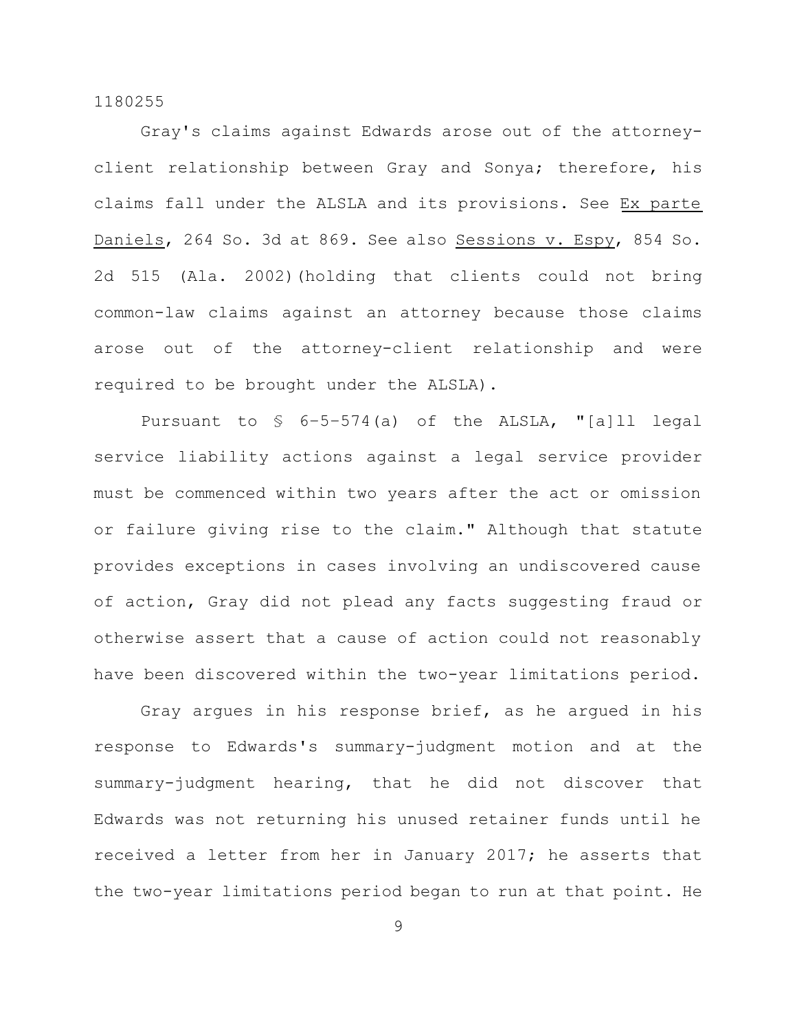Gray's claims against Edwards arose out of the attorney-client relationship between Gray and Sonya; therefore, his claims fall under the ALSLA and its provisions. See Ex parte Daniels, 264 So. 3d at 869. See also Sessions v. Espy, 854 So. 2d 515 (Ala. 2002)(holding that clients could not bring common-law claims against an attorney because those claims arose out of the attorney-client relationship and were required to be brought under the ALSLA).

Pursuant to § 6-5-574(a) of the ALSLA, "[a]ll legal service liability actions against a legal service provider must be commenced within two years after the act or omission or failure giving rise to the claim." Although that statute provides exceptions in cases involving an undiscovered cause of action, Gray did not plead any facts suggesting fraud or otherwise assert that a cause of action could not reasonably have been discovered within the two-year limitations period.

Gray argues in his response brief, as he argued in his response to Edwards's summary-judgment motion and at the summary-judgment hearing, that he did not discover that Edwards was not returning his unused retainer funds until he received a letter from her in January 2017; he asserts that the two-year limitations period began to run at that point. He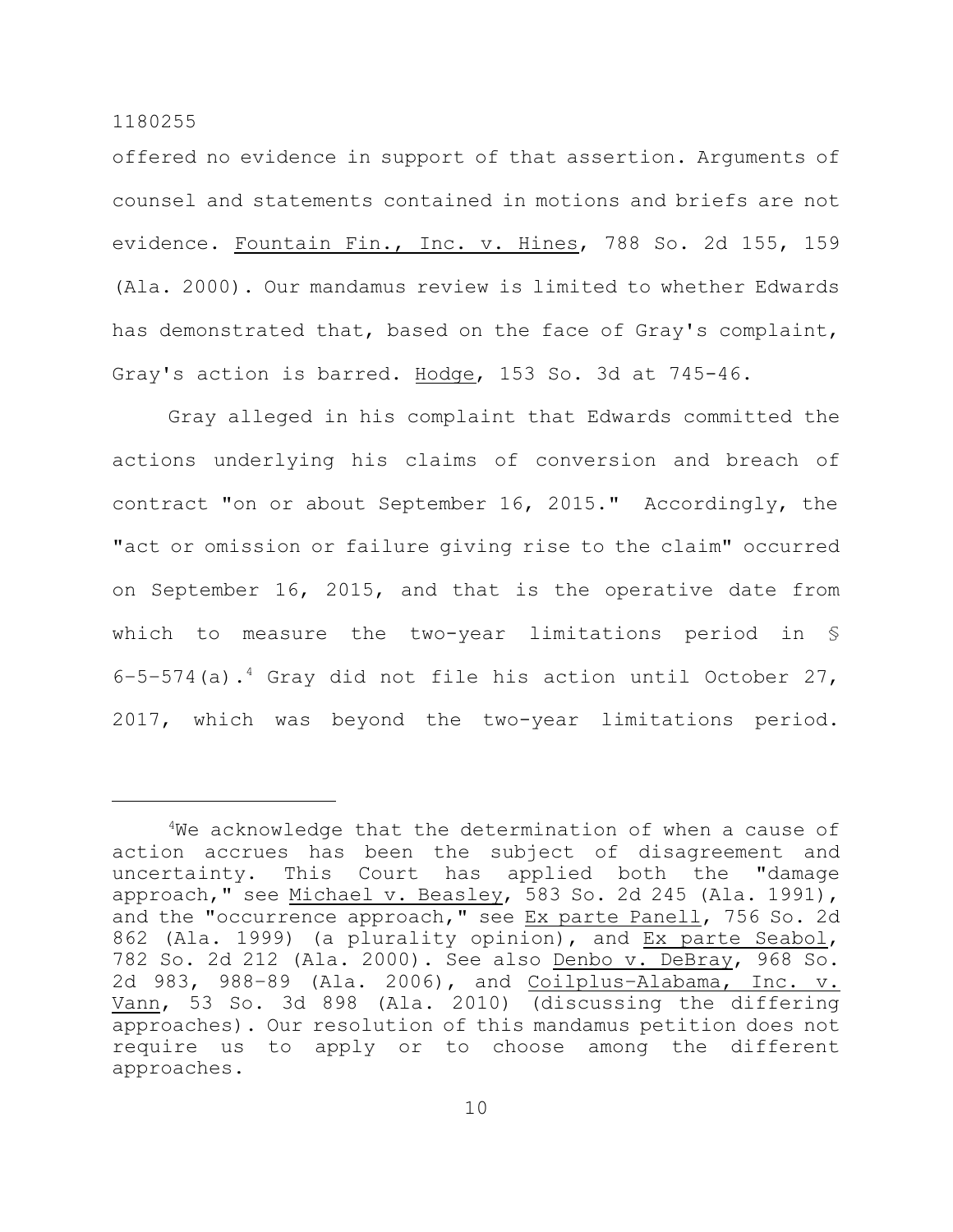offered no evidence in support of that assertion. Arguments of counsel and statements contained in motions and briefs are not evidence. Fountain Fin., Inc. v. Hines, 788 So. 2d 155, 159 (Ala. 2000). Our mandamus review is limited to whether Edwards has demonstrated that, based on the face of Gray's complaint, Gray's action is barred. Hodge, 153 So. 3d at 745-46.

Gray alleged in his complaint that Edwards committed the actions underlying his claims of conversion and breach of contract "on or about September 16, 2015." Accordingly, the "act or omission or failure giving rise to the claim" occurred on September 16, 2015, and that is the operative date from which to measure the two-year limitations period in § 6-5-574(a).[4] Gray did not file his action until October 27, 2017, which was beyond the two-year limitations period.

---

[4]We acknowledge that the determination of when a cause of action accrues has been the subject of disagreement and uncertainty. This Court has applied both the "damage approach," see Michael v. Beasley, 583 So. 2d 245 (Ala. 1991), and the "occurrence approach," see Ex parte Panell, 756 So. 2d 862 (Ala. 1999) (a plurality opinion), and Ex parte Seabol, 782 So. 2d 212 (Ala. 2000). See also Denbo v. DeBray, 968 So. 2d 983, 988-89 (Ala. 2006), and Coilplus-Alabama, Inc. v. Vann, 53 So. 3d 898 (Ala. 2010) (discussing the differing approaches). Our resolution of this mandamus petition does not require us to apply or to choose among the different approaches.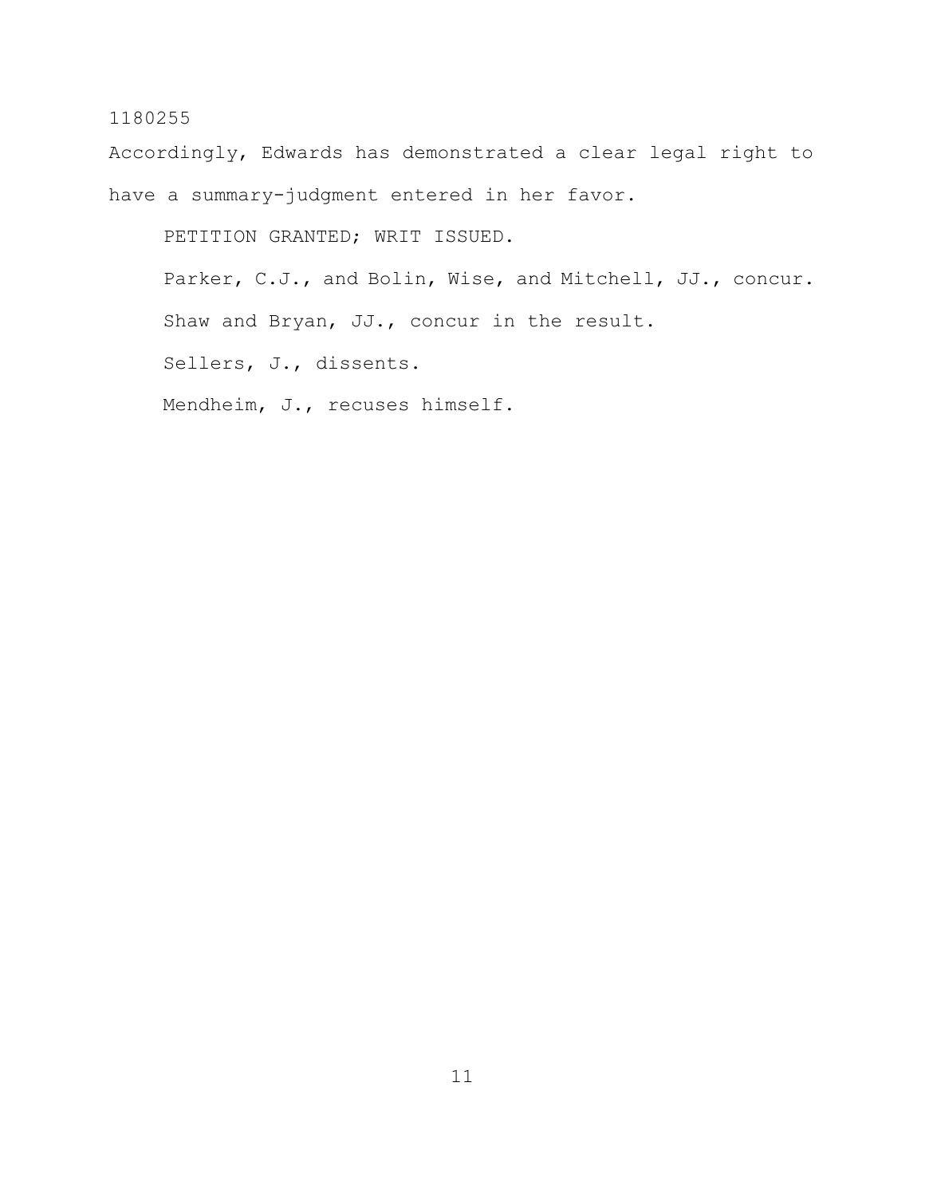Accordingly, Edwards has demonstrated a clear legal right to have a summary-judgment entered in her favor.

PETITION GRANTED; WRIT ISSUED.

Parker, C.J., and Bolin, Wise, and Mitchell, JJ., concur.

Shaw and Bryan, JJ., concur in the result.

Sellers, J., dissents.

Mendheim, J., recuses himself.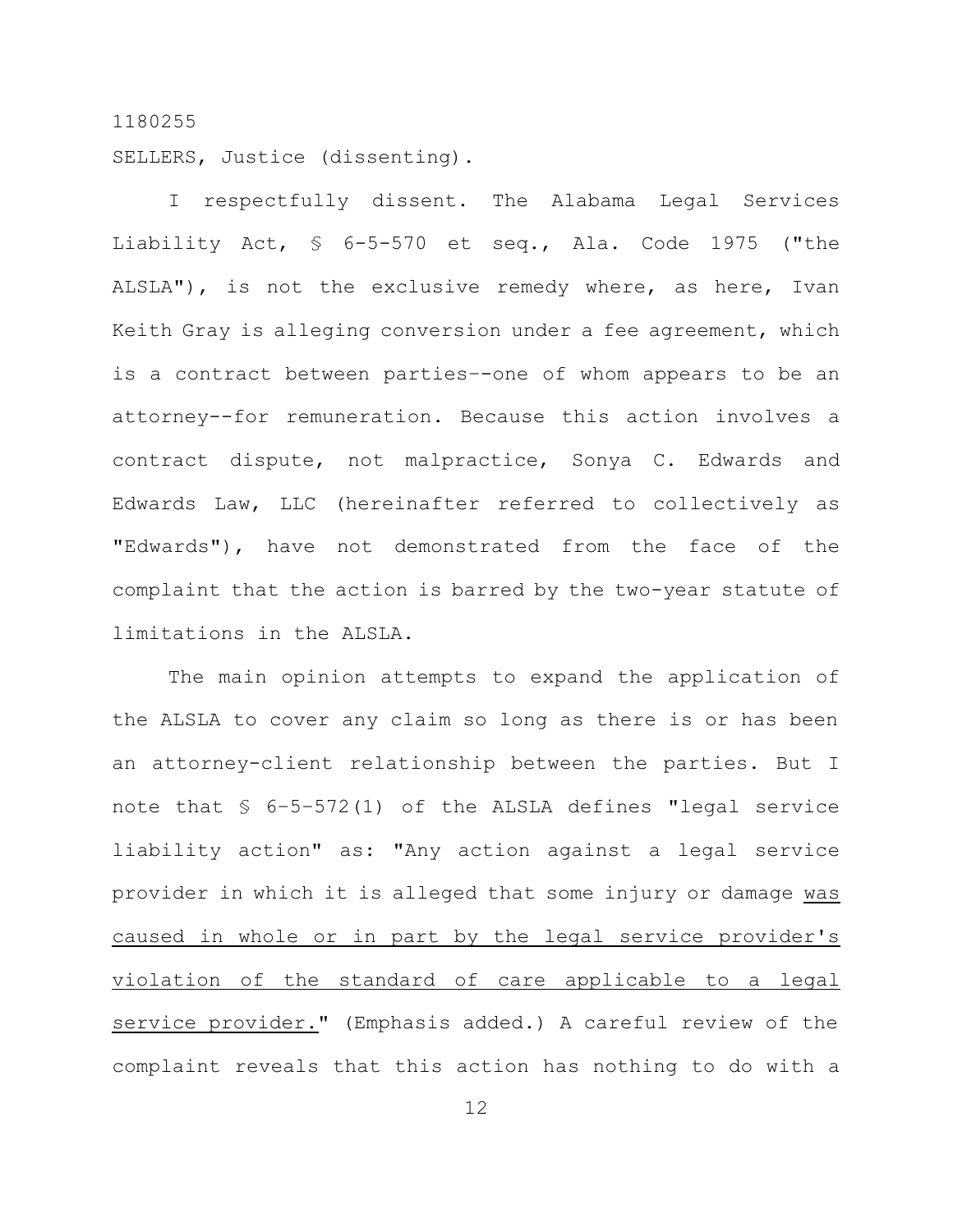1180255

SELLERS, Justice (dissenting).

I respectfully dissent. The Alabama Legal Services Liability Act, § 6-5-570 et seq., Ala. Code 1975 ("the ALSLA"), is not the exclusive remedy where, as here, Ivan Keith Gray is alleging conversion under a fee agreement, which is a contract between parties--one of whom appears to be an attorney--for remuneration. Because this action involves a contract dispute, not malpractice, Sonya C. Edwards and Edwards Law, LLC (hereinafter referred to collectively as "Edwards"), have not demonstrated from the face of the complaint that the action is barred by the two-year statute of limitations in the ALSLA.

The main opinion attempts to expand the application of the ALSLA to cover any claim so long as there is or has been an attorney-client relationship between the parties. But I note that § 6–5–572(1) of the ALSLA defines "legal service liability action" as: "Any action against a legal service provider in which it is alleged that some injury or damage <u>was caused in whole or in part by the legal service provider's violation of the standard of care applicable to a legal service provider.</u>" (Emphasis added.) A careful review of the complaint reveals that this action has nothing to do with a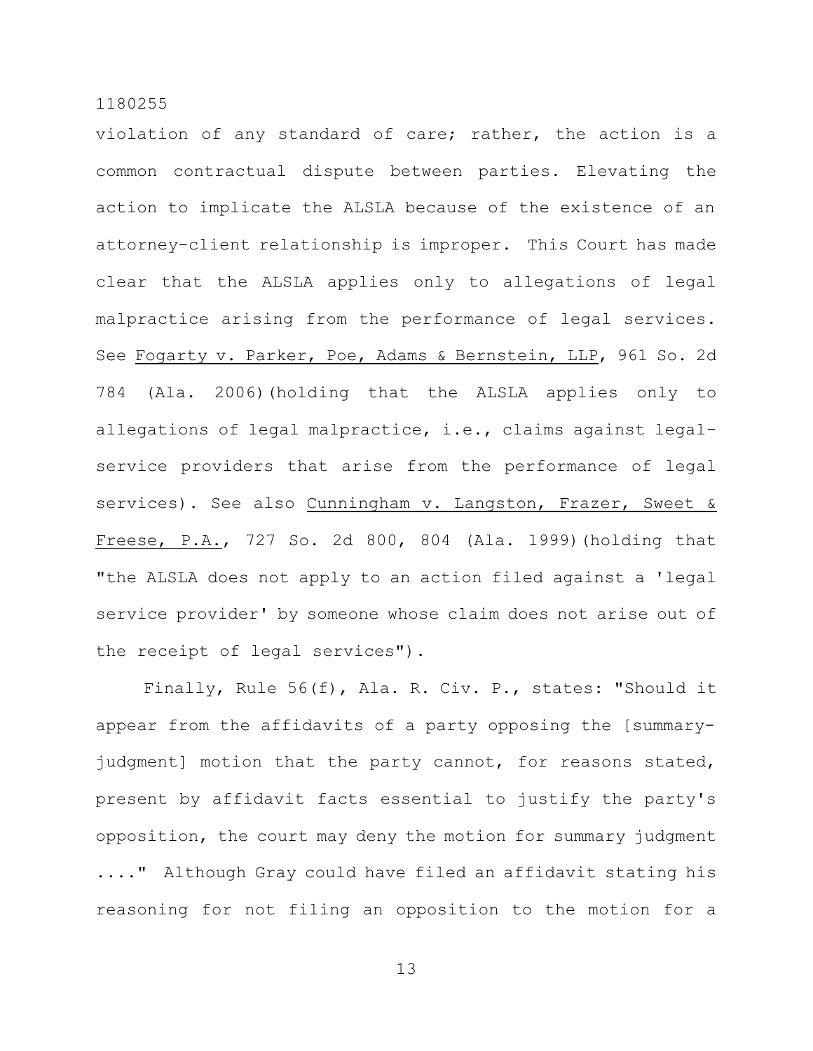violation of any standard of care; rather, the action is a common contractual dispute between parties. Elevating the action to implicate the ALSLA because of the existence of an attorney-client relationship is improper. This Court has made clear that the ALSLA applies only to allegations of legal malpractice arising from the performance of legal services. See Fogarty v. Parker, Poe, Adams & Bernstein, LLP, 961 So. 2d 784 (Ala. 2006)(holding that the ALSLA applies only to allegations of legal malpractice, i.e., claims against legal-service providers that arise from the performance of legal services). See also Cunningham v. Langston, Frazer, Sweet & Freese, P.A., 727 So. 2d 800, 804 (Ala. 1999)(holding that "the ALSLA does not apply to an action filed against a 'legal service provider' by someone whose claim does not arise out of the receipt of legal services").

Finally, Rule 56(f), Ala. R. Civ. P., states: "Should it appear from the affidavits of a party opposing the [summary-judgment] motion that the party cannot, for reasons stated, present by affidavit facts essential to justify the party's opposition, the court may deny the motion for summary judgment ...." Although Gray could have filed an affidavit stating his reasoning for not filing an opposition to the motion for a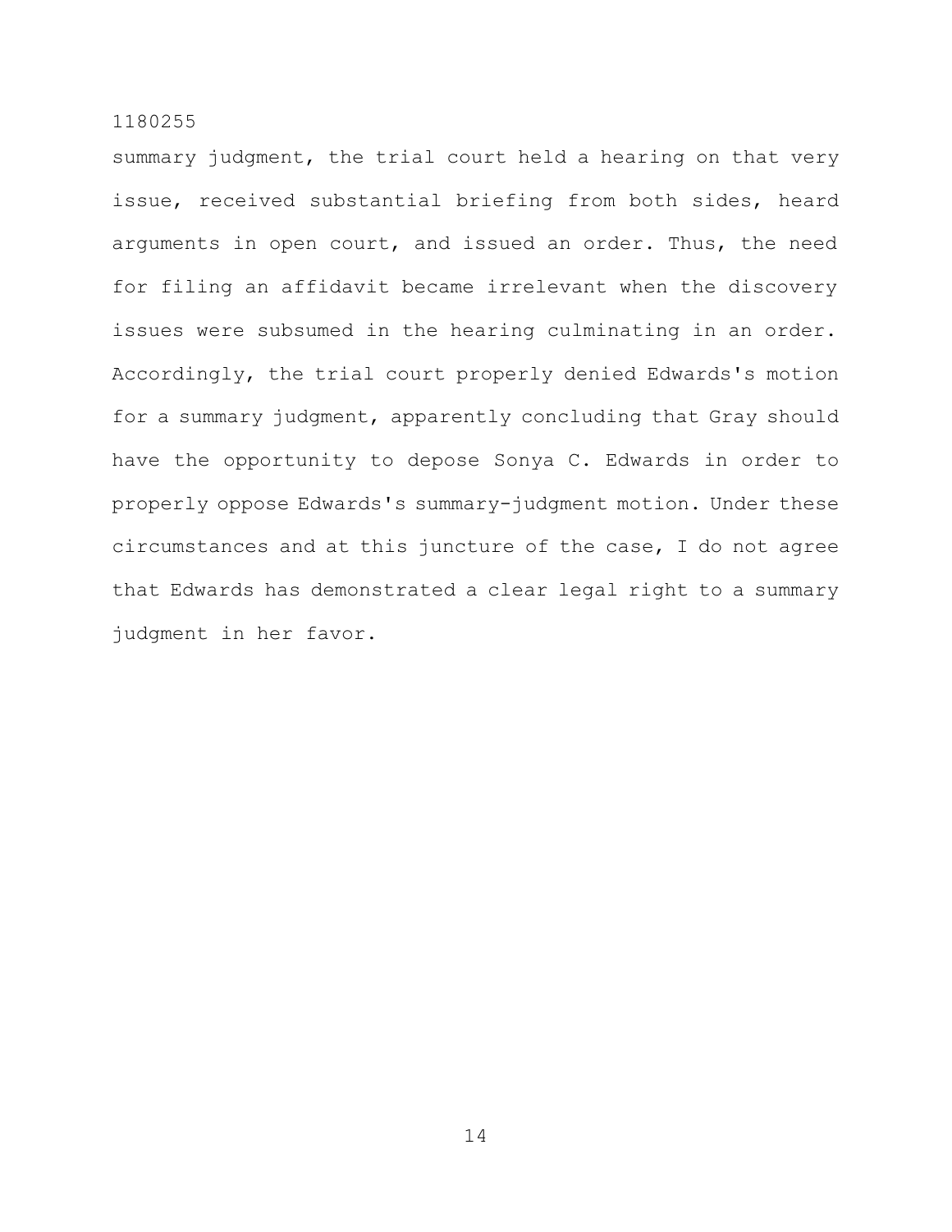summary judgment, the trial court held a hearing on that very issue, received substantial briefing from both sides, heard arguments in open court, and issued an order. Thus, the need for filing an affidavit became irrelevant when the discovery issues were subsumed in the hearing culminating in an order. Accordingly, the trial court properly denied Edwards's motion for a summary judgment, apparently concluding that Gray should have the opportunity to depose Sonya C. Edwards in order to properly oppose Edwards's summary-judgment motion. Under these circumstances and at this juncture of the case, I do not agree that Edwards has demonstrated a clear legal right to a summary judgment in her favor.